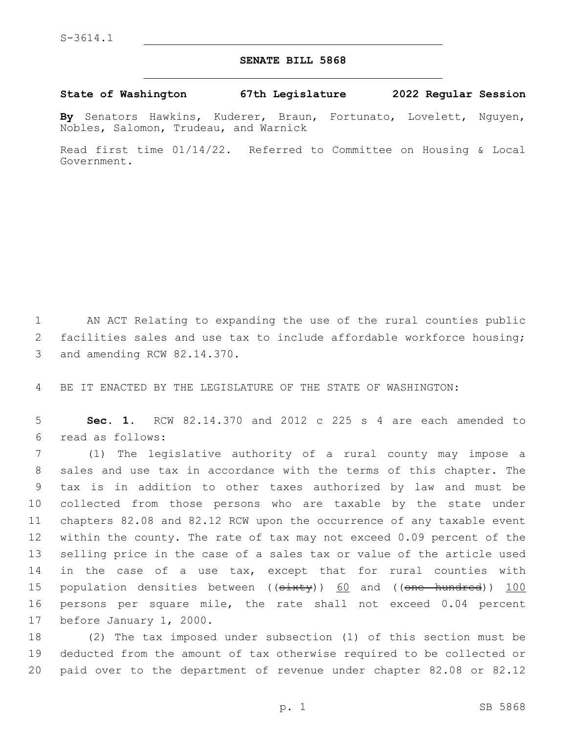S-3614.1

## SENATE BILL 5868

**State of Washington 67th Legislature 2022 Regular Session**

**By** Senators Hawkins, Kuderer, Braun, Fortunato, Lovelett, Nguyen, Nobles, Salomon, Trudeau, and Warnick

Read first time 01/14/22. Referred to Committee on Housing & Local Government.

AN ACT Relating to expanding the use of the rural counties public facilities sales and use tax to include affordable workforce housing; and amending RCW 82.14.370.

BE IT ENACTED BY THE LEGISLATURE OF THE STATE OF WASHINGTON:

**Sec. 1.** RCW 82.14.370 and 2012 c 225 s 4 are each amended to read as follows:

(1) The legislative authority of a rural county may impose a sales and use tax in accordance with the terms of this chapter. The tax is in addition to other taxes authorized by law and must be collected from those persons who are taxable by the state under chapters 82.08 and 82.12 RCW upon the occurrence of any taxable event within the county. The rate of tax may not exceed 0.09 percent of the selling price in the case of a sales tax or value of the article used in the case of a use tax, except that for rural counties with population densities between ((~~sixty~~)) <u>60</u> and ((~~one hundred~~)) <u>100</u> persons per square mile, the rate shall not exceed 0.04 percent before January 1, 2000.

(2) The tax imposed under subsection (1) of this section must be deducted from the amount of tax otherwise required to be collected or paid over to the department of revenue under chapter 82.08 or 82.12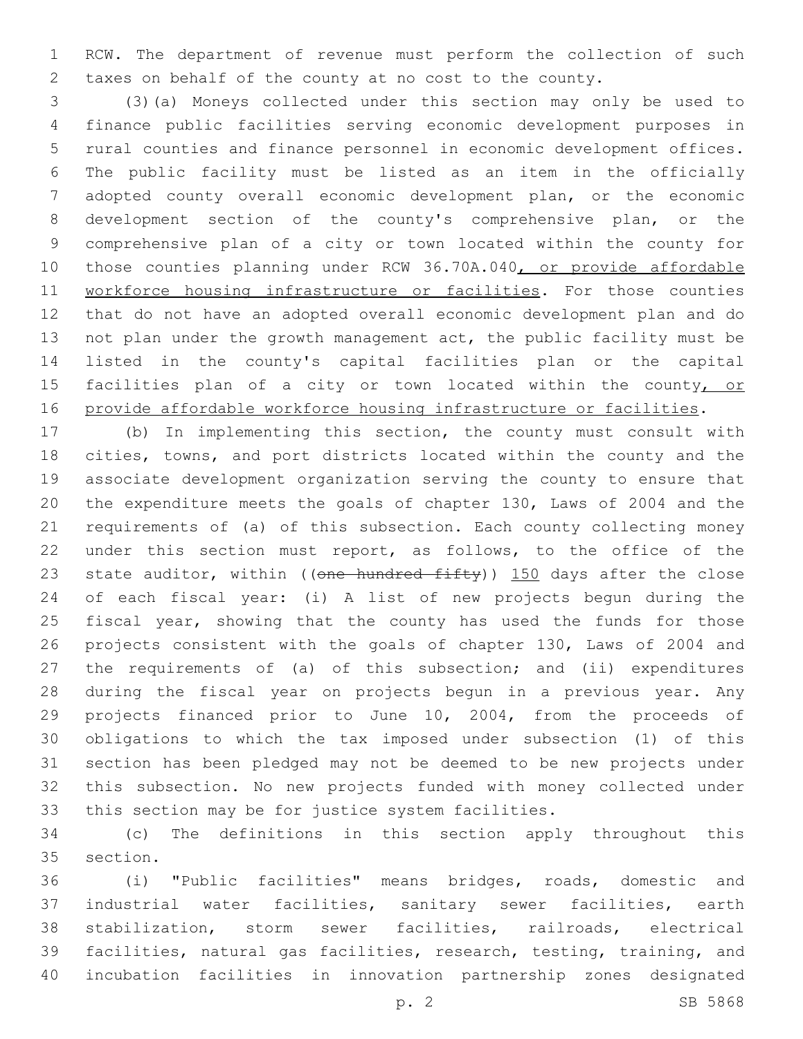RCW. The department of revenue must perform the collection of such taxes on behalf of the county at no cost to the county.

(3)(a) Moneys collected under this section may only be used to finance public facilities serving economic development purposes in rural counties and finance personnel in economic development offices. The public facility must be listed as an item in the officially adopted county overall economic development plan, or the economic development section of the county's comprehensive plan, or the comprehensive plan of a city or town located within the county for those counties planning under RCW 36.70A.040, or provide affordable workforce housing infrastructure or facilities. For those counties that do not have an adopted overall economic development plan and do not plan under the growth management act, the public facility must be listed in the county's capital facilities plan or the capital facilities plan of a city or town located within the county, or provide affordable workforce housing infrastructure or facilities.

(b) In implementing this section, the county must consult with cities, towns, and port districts located within the county and the associate development organization serving the county to ensure that the expenditure meets the goals of chapter 130, Laws of 2004 and the requirements of (a) of this subsection. Each county collecting money under this section must report, as follows, to the office of the state auditor, within ((~~one hundred fifty~~)) 150 days after the close of each fiscal year: (i) A list of new projects begun during the fiscal year, showing that the county has used the funds for those projects consistent with the goals of chapter 130, Laws of 2004 and the requirements of (a) of this subsection; and (ii) expenditures during the fiscal year on projects begun in a previous year. Any projects financed prior to June 10, 2004, from the proceeds of obligations to which the tax imposed under subsection (1) of this section has been pledged may not be deemed to be new projects under this subsection. No new projects funded with money collected under this section may be for justice system facilities.

(c) The definitions in this section apply throughout this section.

(i) "Public facilities" means bridges, roads, domestic and industrial water facilities, sanitary sewer facilities, earth stabilization, storm sewer facilities, railroads, electrical facilities, natural gas facilities, research, testing, training, and incubation facilities in innovation partnership zones designated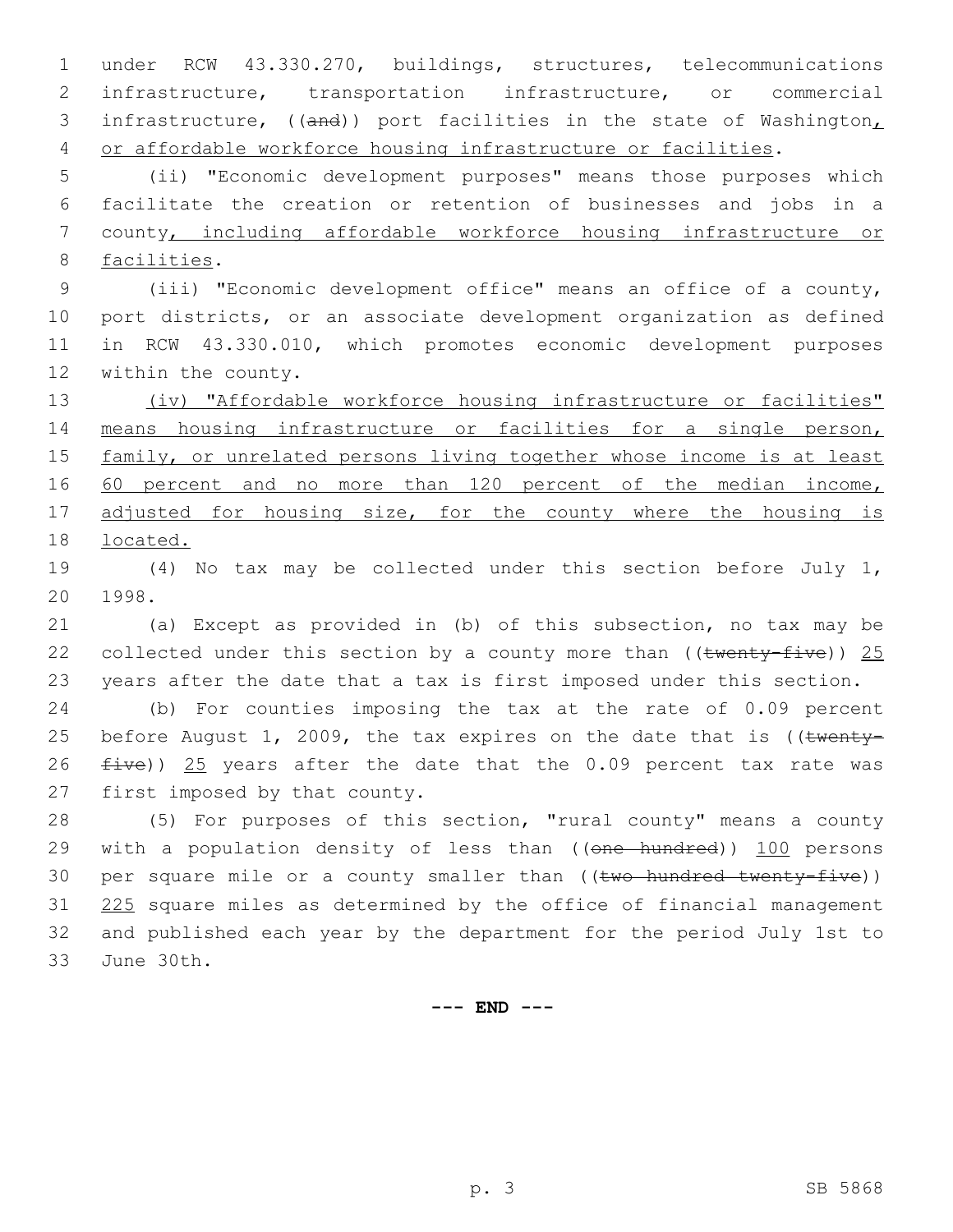under RCW 43.330.270, buildings, structures, telecommunications infrastructure, transportation infrastructure, or commercial infrastructure, ((~~and~~)) port facilities in the state of Washington, or affordable workforce housing infrastructure or facilities.

(ii) "Economic development purposes" means those purposes which facilitate the creation or retention of businesses and jobs in a county, including affordable workforce housing infrastructure or facilities.

(iii) "Economic development office" means an office of a county, port districts, or an associate development organization as defined in RCW 43.330.010, which promotes economic development purposes within the county.

(iv) "Affordable workforce housing infrastructure or facilities" means housing infrastructure or facilities for a single person, family, or unrelated persons living together whose income is at least 60 percent and no more than 120 percent of the median income, adjusted for housing size, for the county where the housing is located.

(4) No tax may be collected under this section before July 1, 1998.

(a) Except as provided in (b) of this subsection, no tax may be collected under this section by a county more than ((~~twenty-five~~)) 25 years after the date that a tax is first imposed under this section.

(b) For counties imposing the tax at the rate of 0.09 percent before August 1, 2009, the tax expires on the date that is ((~~twenty-five~~)) 25 years after the date that the 0.09 percent tax rate was first imposed by that county.

(5) For purposes of this section, "rural county" means a county with a population density of less than ((~~one hundred~~)) 100 persons per square mile or a county smaller than ((~~two hundred twenty-five~~)) 225 square miles as determined by the office of financial management and published each year by the department for the period July 1st to June 30th.

**--- END ---**